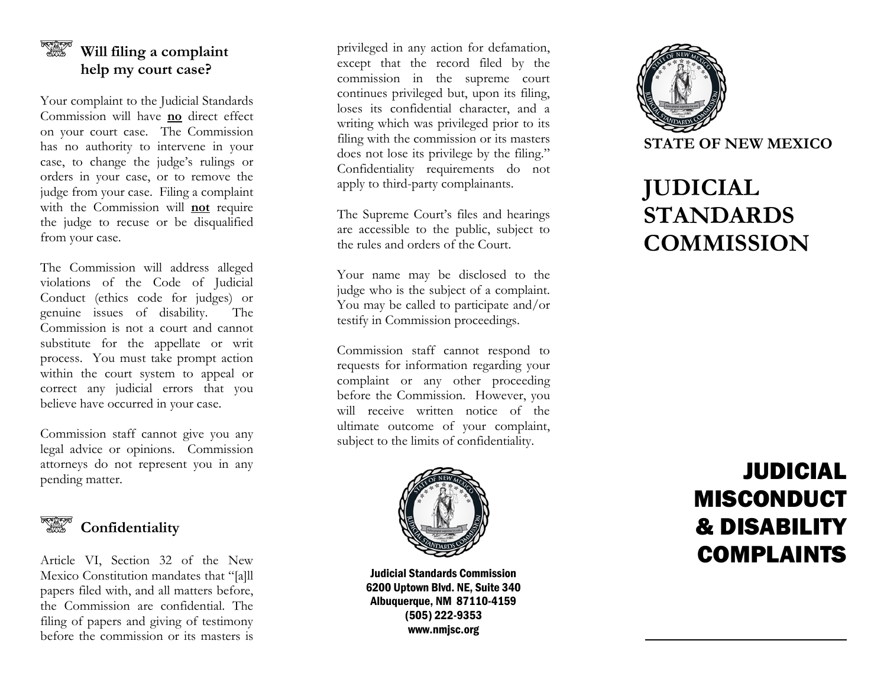## Will filing a complaint help my court case?

Your complaint to the Judicial Standards Commission will have **no** direct effect on your court case. The Commission has no authority to intervene in your case, to change the judge's rulings or orders in your case, or to remove the judge from your case. Filing a complaint with the Commission will **not** require the judge to recuse or be disqualified from your case.

The Commission will address alleged violations of the Code of Judicial Conduct (ethics code for judges) or genuine issues of disability. The Commission is not a court and cannot substitute for the appellate or writ process. You must take prompt action within the court system to appeal or correct any judicial errors that you believe have occurred in your case.

Commission staff cannot give you any legal advice or opinions. Commission attorneys do not represent you in any pending matter.

## Confidentiality

Article VI, Section 32 of the New Mexico Constitution mandates that "[a]ll papers filed with, and all matters before, the Commission are confidential. The filing of papers and giving of testimony before the commission or its masters is privileged in any action for defamation, except that the record filed by the commission in the supreme court continues privileged but, upon its filing, loses its confidential character, and a writing which was privileged prior to its filing with the commission or its masters does not lose its privilege by the filing." Confidentiality requirements do not apply to third-party complainants.

The Supreme Court's files and hearings are accessible to the public, subject to the rules and orders of the Court.

Your name may be disclosed to the judge who is the subject of a complaint. You may be called to participate and/or testify in Commission proceedings.

Commission staff cannot respond to requests for information regarding your complaint or any other proceeding before the Commission. However, you will receive written notice of the ultimate outcome of your complaint, subject to the limits of confidentiality.

**Judicial Standards Commission**
**6200 Uptown Blvd. NE, Suite 340**
**Albuquerque, NM 87110-4159**
**(505) 222-9353**
**www.nmjsc.org**

**STATE OF NEW MEXICO**

# JUDICIAL STANDARDS COMMISSION

# JUDICIAL MISCONDUCT & DISABILITY COMPLAINTS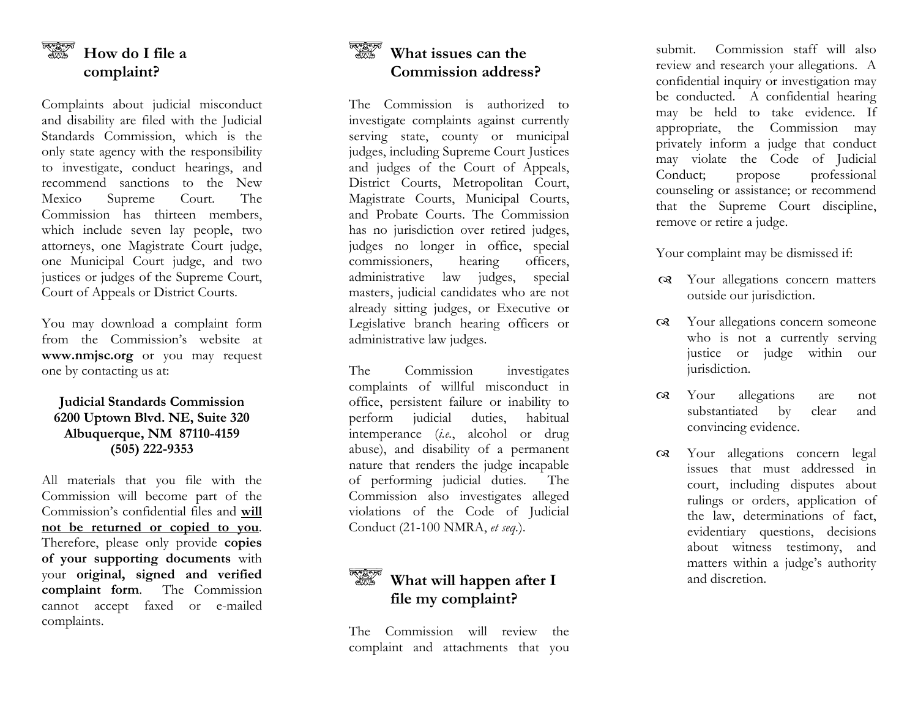## How do I file a complaint?

Complaints about judicial misconduct and disability are filed with the Judicial Standards Commission, which is the only state agency with the responsibility to investigate, conduct hearings, and recommend sanctions to the New Mexico Supreme Court. The Commission has thirteen members, which include seven lay people, two attorneys, one Magistrate Court judge, one Municipal Court judge, and two justices or judges of the Supreme Court, Court of Appeals or District Courts.

You may download a complaint form from the Commission's website at **www.nmjsc.org** or you may request one by contacting us at:

**Judicial Standards Commission**
**6200 Uptown Blvd. NE, Suite 320**
**Albuquerque, NM 87110-4159**
**(505) 222-9353**

All materials that you file with the Commission will become part of the Commission's confidential files and **will not be returned or copied to you**. Therefore, please only provide **copies of your supporting documents** with your **original, signed and verified complaint form**. The Commission cannot accept faxed or e-mailed complaints.

## What issues can the Commission address?

The Commission is authorized to investigate complaints against currently serving state, county or municipal judges, including Supreme Court Justices and judges of the Court of Appeals, District Courts, Metropolitan Court, Magistrate Courts, Municipal Courts, and Probate Courts. The Commission has no jurisdiction over retired judges, judges no longer in office, special commissioners, hearing officers, administrative law judges, special masters, judicial candidates who are not already sitting judges, or Executive or Legislative branch hearing officers or administrative law judges.

The Commission investigates complaints of willful misconduct in office, persistent failure or inability to perform judicial duties, habitual intemperance (*i.e.*, alcohol or drug abuse), and disability of a permanent nature that renders the judge incapable of performing judicial duties. The Commission also investigates alleged violations of the Code of Judicial Conduct (21-100 NMRA, *et seq*.).

## What will happen after I file my complaint?

The Commission will review the complaint and attachments that you submit. Commission staff will also review and research your allegations. A confidential inquiry or investigation may be conducted. A confidential hearing may be held to take evidence. If appropriate, the Commission may privately inform a judge that conduct may violate the Code of Judicial Conduct; propose professional counseling or assistance; or recommend that the Supreme Court discipline, remove or retire a judge.

Your complaint may be dismissed if:

- Your allegations concern matters outside our jurisdiction.
- Your allegations concern someone who is not a currently serving justice or judge within our jurisdiction.
- Your allegations are not substantiated by clear and convincing evidence.
- Your allegations concern legal issues that must addressed in court, including disputes about rulings or orders, application of the law, determinations of fact, evidentiary questions, decisions about witness testimony, and matters within a judge's authority and discretion.